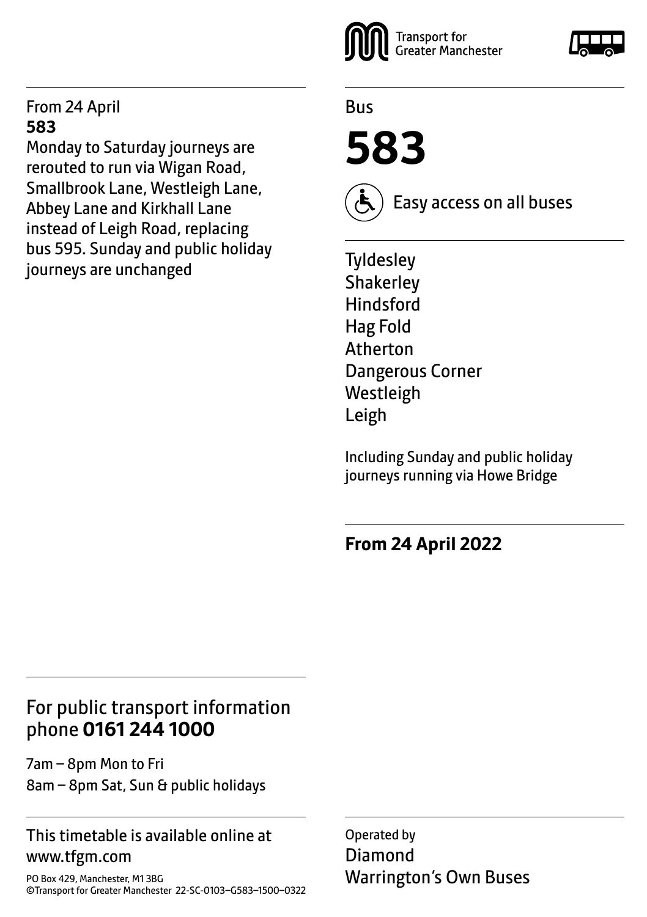Transport for Greater Manchester

Bus

# 583

Easy access on all buses

Tyldesley
Shakerley
Hindsford
Hag Fold
Atherton
Dangerous Corner
Westleigh
Leigh

Including Sunday and public holiday journeys running via Howe Bridge

**From 24 April 2022**

From 24 April
**583**
Monday to Saturday journeys are rerouted to run via Wigan Road, Smallbrook Lane, Westleigh Lane, Abbey Lane and Kirkhall Lane instead of Leigh Road, replacing bus 595. Sunday and public holiday journeys are unchanged

For public transport information phone **0161 244 1000**

7am – 8pm Mon to Fri
8am – 8pm Sat, Sun & public holidays

This timetable is available online at www.tfgm.com

PO Box 429, Manchester, M1 3BG
©Transport for Greater Manchester 22-SC-0103–G583–1500–0322

Operated by
Diamond
Warrington's Own Buses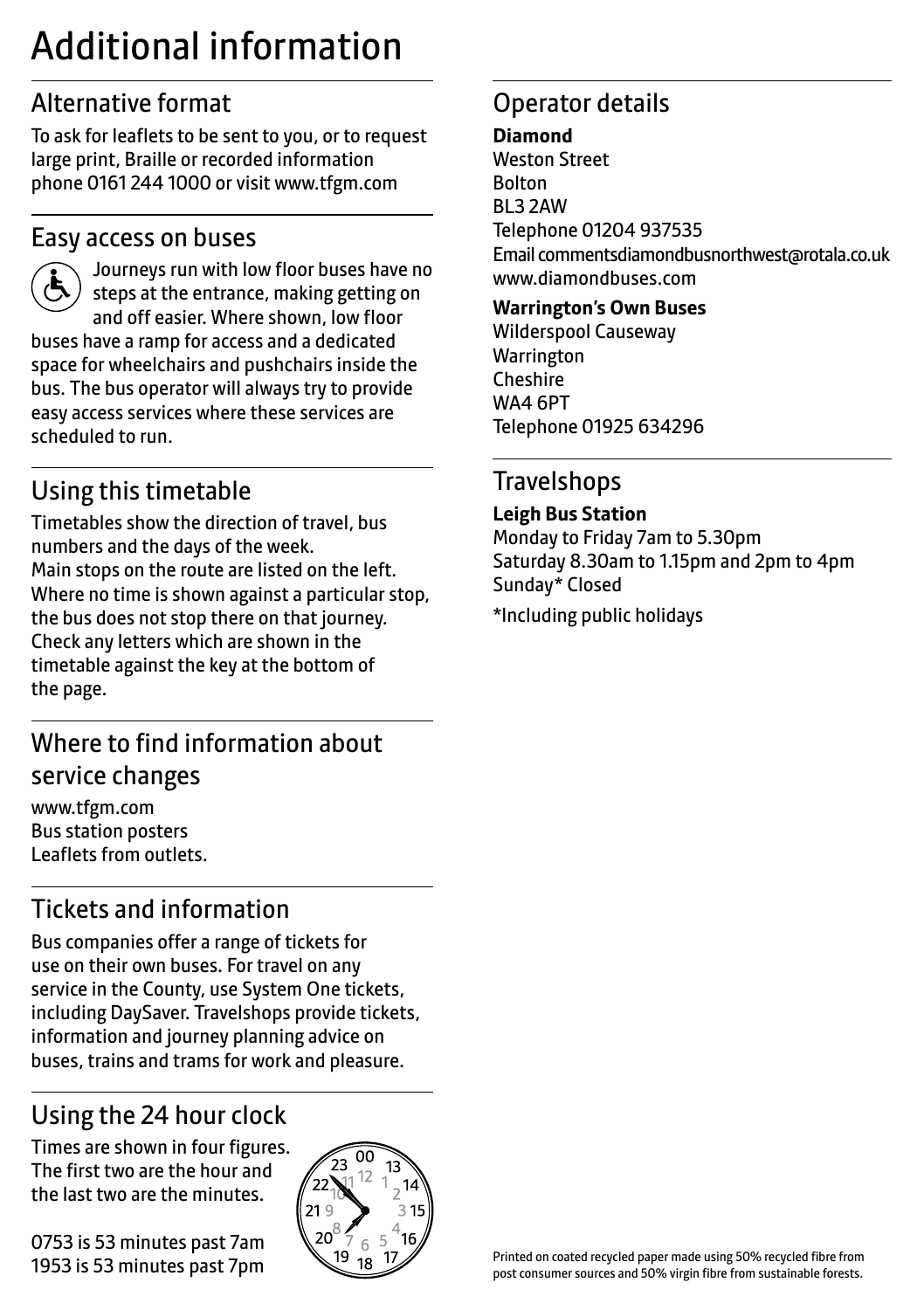# Additional information

## Alternative format

To ask for leaflets to be sent to you, or to request large print, Braille or recorded information phone 0161 244 1000 or visit www.tfgm.com

## Easy access on buses

Journeys run with low floor buses have no steps at the entrance, making getting on and off easier. Where shown, low floor buses have a ramp for access and a dedicated space for wheelchairs and pushchairs inside the bus. The bus operator will always try to provide easy access services where these services are scheduled to run.

## Using this timetable

Timetables show the direction of travel, bus numbers and the days of the week.
Main stops on the route are listed on the left. Where no time is shown against a particular stop, the bus does not stop there on that journey. Check any letters which are shown in the timetable against the key at the bottom of the page.

## Where to find information about service changes

www.tfgm.com
Bus station posters
Leaflets from outlets.

## Tickets and information

Bus companies offer a range of tickets for use on their own buses. For travel on any service in the County, use System One tickets, including DaySaver. Travelshops provide tickets, information and journey planning advice on buses, trains and trams for work and pleasure.

## Using the 24 hour clock

Times are shown in four figures. The first two are the hour and the last two are the minutes.

0753 is 53 minutes past 7am
1953 is 53 minutes past 7pm

## Operator details

**Diamond**
Weston Street
Bolton
BL3 2AW
Telephone 01204 937535
Email commentsdiamondbusnorthwest@rotala.co.uk
www.diamondbuses.com

**Warrington's Own Buses**
Wilderspool Causeway
Warrington
Cheshire
WA4 6PT
Telephone 01925 634296

## Travelshops

**Leigh Bus Station**
Monday to Friday 7am to 5.30pm
Saturday 8.30am to 1.15pm and 2pm to 4pm
Sunday* Closed

*Including public holidays

Printed on coated recycled paper made using 50% recycled fibre from post consumer sources and 50% virgin fibre from sustainable forests.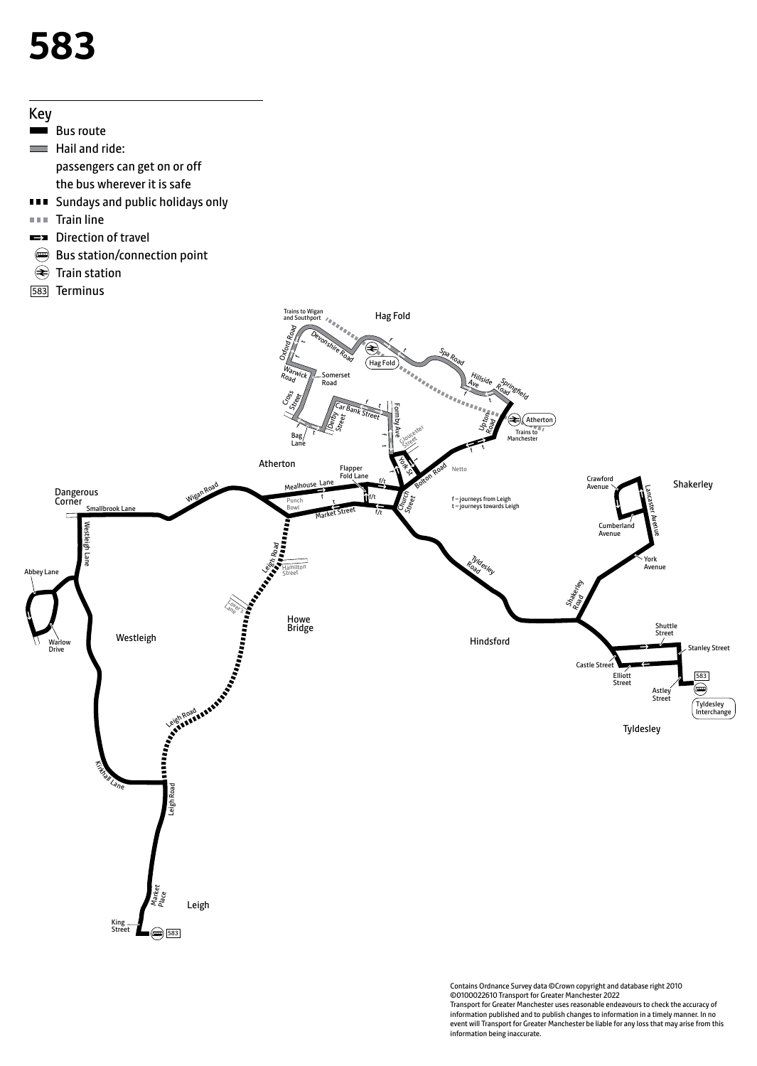# 583

## Key

- Bus route
- Hail and ride: passengers can get on or off the bus wherever it is safe
- Sundays and public holidays only
- Train line
- Direction of travel
- Bus station/connection point
- Train station
- 583 Terminus

Trains to Wigan and Southport

Hag Fold

Oxford Road

Devonshire Road

Hag Fold

Spa Road

Hillside Ave

Springfield Road

Warwick Road

Somerset Road

Cross Street

Car Bank Street

Derby Street

Formby Ave

Gloucester Street

Upton Road

Atherton

Trains to Manchester

Bag Lane

Atherton

Flapper Fold Lane

York St

Bolton Road

Netto

Crawford Avenue

Shakerley

Lancaster Avenue

Dangerous Corner

Wigan Road

Mealhouse Lane

Smallbrook Lane

Punch Bowl

Market Street

Church Street

f – journeys from Leigh
t – journeys towards Leigh

Cumberland Avenue

Westleigh Lane

Leigh Road

Hamilton Street

Tyldesley Road

York Avenue

Abbey Lane

Lovers Lane

Shakerley Road

Howe Bridge

Shuttle Street

Warlow Drive

Westleigh

Hindsford

Stanley Street

Castle Street

Elliott Street

583

Astley Street

Tyldesley Interchange

Tyldesley

Leigh Road

Kirkhall Lane

Leigh Road

Market Place

Leigh

King Street

583

Contains Ordnance Survey data ©Crown copyright and database right 2010
©0100022610 Transport for Greater Manchester 2022
Transport for Greater Manchester uses reasonable endeavours to check the accuracy of information published and to publish changes to information in a timely manner. In no event will Transport for Greater Manchester be liable for any loss that may arise from this information being inaccurate.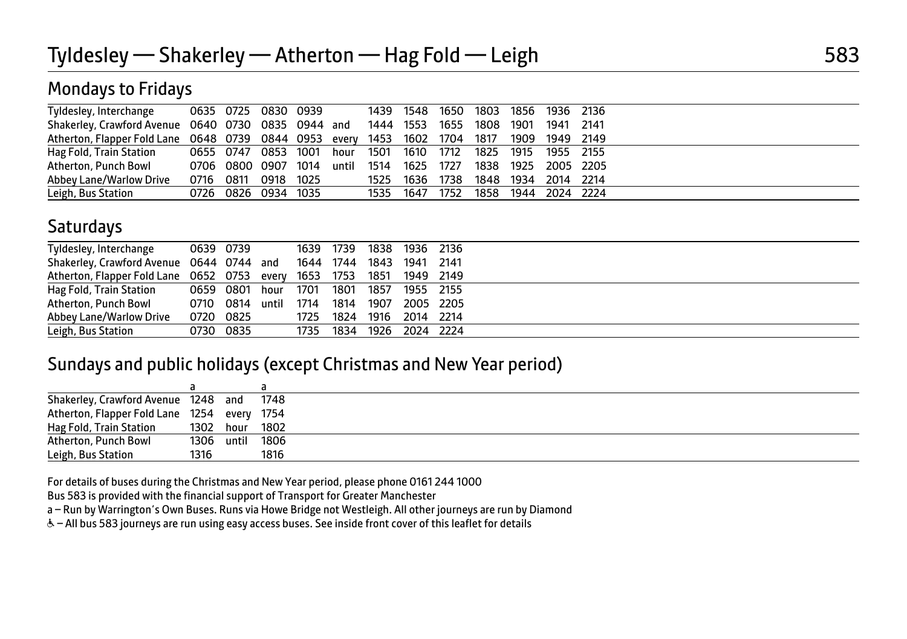# Tyldesley — Shakerley — Atherton — Hag Fold — Leigh

583

## Mondays to Fridays

| | | | | | | | | | | | | |
|---|---|---|---|---|---|---|---|---|---|---|---|---|
| Tyldesley, Interchange | 0635 | 0725 | 0830 | 0939 | | 1439 | 1548 | 1650 | 1803 | 1856 | 1936 | 2136 |
| Shakerley, Crawford Avenue | 0640 | 0730 | 0835 | 0944 | and | 1444 | 1553 | 1655 | 1808 | 1901 | 1941 | 2141 |
| Atherton, Flapper Fold Lane | 0648 | 0739 | 0844 | 0953 | every | 1453 | 1602 | 1704 | 1817 | 1909 | 1949 | 2149 |
| Hag Fold, Train Station | 0655 | 0747 | 0853 | 1001 | hour | 1501 | 1610 | 1712 | 1825 | 1915 | 1955 | 2155 |
| Atherton, Punch Bowl | 0706 | 0800 | 0907 | 1014 | until | 1514 | 1625 | 1727 | 1838 | 1925 | 2005 | 2205 |
| Abbey Lane/Warlow Drive | 0716 | 0811 | 0918 | 1025 | | 1525 | 1636 | 1738 | 1848 | 1934 | 2014 | 2214 |
| Leigh, Bus Station | 0726 | 0826 | 0934 | 1035 | | 1535 | 1647 | 1752 | 1858 | 1944 | 2024 | 2224 |

## Saturdays

| | | | | | | | | |
|---|---|---|---|---|---|---|---|---|
| Tyldesley, Interchange | 0639 | 0739 | | 1639 | 1739 | 1838 | 1936 | 2136 |
| Shakerley, Crawford Avenue | 0644 | 0744 | and | 1644 | 1744 | 1843 | 1941 | 2141 |
| Atherton, Flapper Fold Lane | 0652 | 0753 | every | 1653 | 1753 | 1851 | 1949 | 2149 |
| Hag Fold, Train Station | 0659 | 0801 | hour | 1701 | 1801 | 1857 | 1955 | 2155 |
| Atherton, Punch Bowl | 0710 | 0814 | until | 1714 | 1814 | 1907 | 2005 | 2205 |
| Abbey Lane/Warlow Drive | 0720 | 0825 | | 1725 | 1824 | 1916 | 2014 | 2214 |
| Leigh, Bus Station | 0730 | 0835 | | 1735 | 1834 | 1926 | 2024 | 2224 |

## Sundays and public holidays (except Christmas and New Year period)

| | a | | a |
|---|---|---|---|
| Shakerley, Crawford Avenue | 1248 | and | 1748 |
| Atherton, Flapper Fold Lane | 1254 | every | 1754 |
| Hag Fold, Train Station | 1302 | hour | 1802 |
| Atherton, Punch Bowl | 1306 | until | 1806 |
| Leigh, Bus Station | 1316 | | 1816 |

For details of buses during the Christmas and New Year period, please phone 0161 244 1000

Bus 583 is provided with the financial support of Transport for Greater Manchester

a – Run by Warrington's Own Buses. Runs via Howe Bridge not Westleigh. All other journeys are run by Diamond

♿ – All bus 583 journeys are run using easy access buses. See inside front cover of this leaflet for details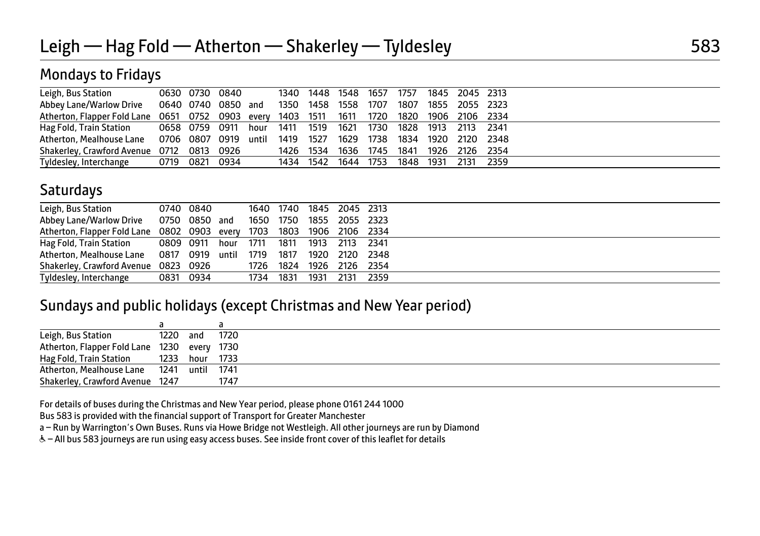# Leigh — Hag Fold — Atherton — Shakerley — Tyldesley 583

## Mondays to Fridays

| | | | | | | | | | | | | |
|---|---|---|---|---|---|---|---|---|---|---|---|---|
| Leigh, Bus Station | 0630 | 0730 | 0840 | | 1340 | 1448 | 1548 | 1657 | 1757 | 1845 | 2045 | 2313 |
| Abbey Lane/Warlow Drive | 0640 | 0740 | 0850 | and | 1350 | 1458 | 1558 | 1707 | 1807 | 1855 | 2055 | 2323 |
| Atherton, Flapper Fold Lane | 0651 | 0752 | 0903 | every | 1403 | 1511 | 1611 | 1720 | 1820 | 1906 | 2106 | 2334 |
| Hag Fold, Train Station | 0658 | 0759 | 0911 | hour | 1411 | 1519 | 1621 | 1730 | 1828 | 1913 | 2113 | 2341 |
| Atherton, Mealhouse Lane | 0706 | 0807 | 0919 | until | 1419 | 1527 | 1629 | 1738 | 1834 | 1920 | 2120 | 2348 |
| Shakerley, Crawford Avenue | 0712 | 0813 | 0926 | | 1426 | 1534 | 1636 | 1745 | 1841 | 1926 | 2126 | 2354 |
| Tyldesley, Interchange | 0719 | 0821 | 0934 | | 1434 | 1542 | 1644 | 1753 | 1848 | 1931 | 2131 | 2359 |

## Saturdays

| | | | | | | | | |
|---|---|---|---|---|---|---|---|---|
| Leigh, Bus Station | 0740 | 0840 | | 1640 | 1740 | 1845 | 2045 | 2313 |
| Abbey Lane/Warlow Drive | 0750 | 0850 | and | 1650 | 1750 | 1855 | 2055 | 2323 |
| Atherton, Flapper Fold Lane | 0802 | 0903 | every | 1703 | 1803 | 1906 | 2106 | 2334 |
| Hag Fold, Train Station | 0809 | 0911 | hour | 1711 | 1811 | 1913 | 2113 | 2341 |
| Atherton, Mealhouse Lane | 0817 | 0919 | until | 1719 | 1817 | 1920 | 2120 | 2348 |
| Shakerley, Crawford Avenue | 0823 | 0926 | | 1726 | 1824 | 1926 | 2126 | 2354 |
| Tyldesley, Interchange | 0831 | 0934 | | 1734 | 1831 | 1931 | 2131 | 2359 |

## Sundays and public holidays (except Christmas and New Year period)

| | a | | a |
|---|---|---|---|
| Leigh, Bus Station | 1220 | and | 1720 |
| Atherton, Flapper Fold Lane | 1230 | every | 1730 |
| Hag Fold, Train Station | 1233 | hour | 1733 |
| Atherton, Mealhouse Lane | 1241 | until | 1741 |
| Shakerley, Crawford Avenue | 1247 | | 1747 |

For details of buses during the Christmas and New Year period, please phone 0161 244 1000

Bus 583 is provided with the financial support of Transport for Greater Manchester

a – Run by Warrington's Own Buses. Runs via Howe Bridge not Westleigh. All other journeys are run by Diamond

♿ – All bus 583 journeys are run using easy access buses. See inside front cover of this leaflet for details